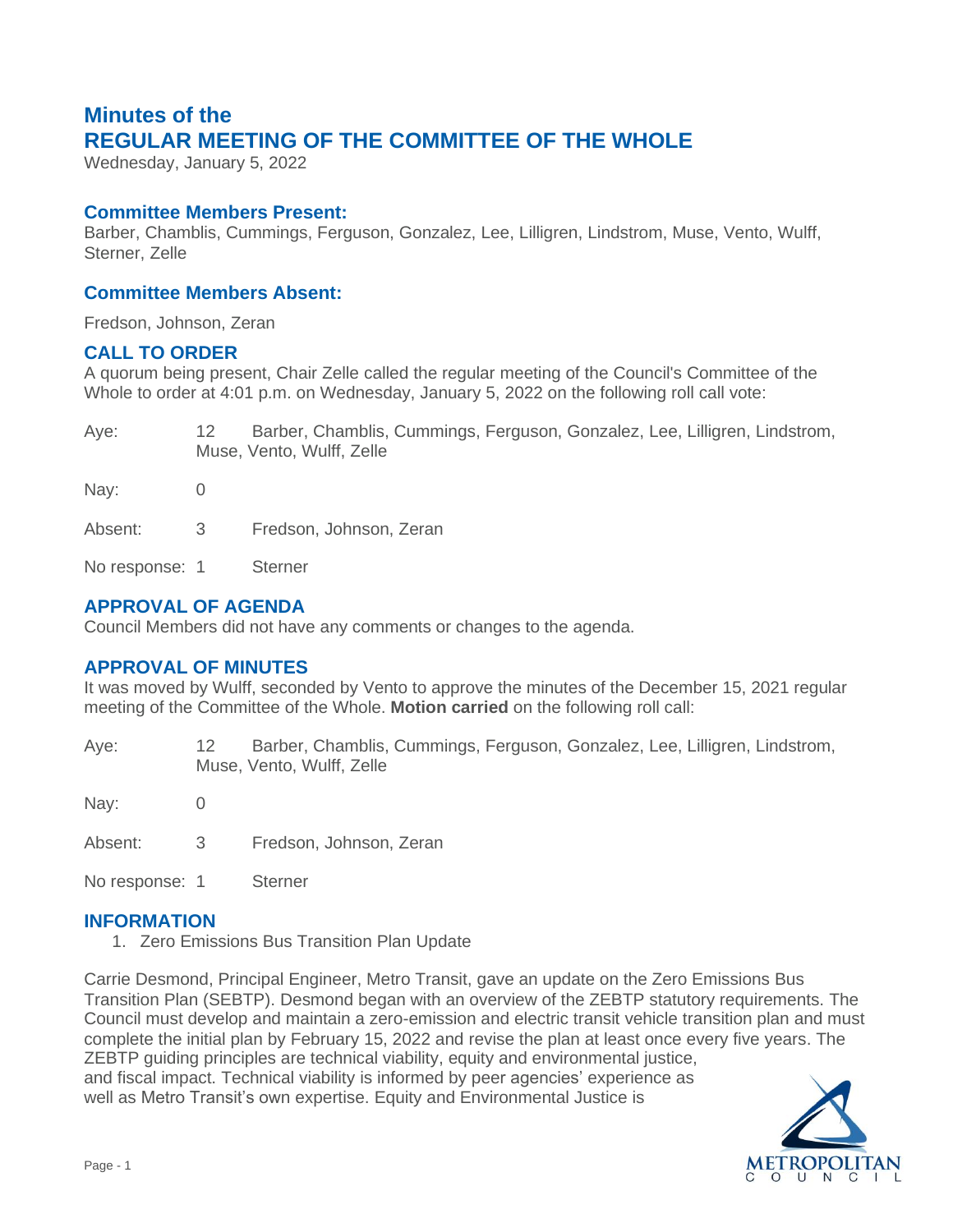# Minutes of the
# REGULAR MEETING OF THE COMMITTEE OF THE WHOLE

Wednesday, January 5, 2022

## Committee Members Present:

Barber, Chamblis, Cummings, Ferguson, Gonzalez, Lee, Lilligren, Lindstrom, Muse, Vento, Wulff, Sterner, Zelle

## Committee Members Absent:

Fredson, Johnson, Zeran

## CALL TO ORDER

A quorum being present, Chair Zelle called the regular meeting of the Council's Committee of the Whole to order at 4:01 p.m. on Wednesday, January 5, 2022 on the following roll call vote:

| | | |
|---|---|---|
| Aye: | 12 | Barber, Chamblis, Cummings, Ferguson, Gonzalez, Lee, Lilligren, Lindstrom, Muse, Vento, Wulff, Zelle |
| Nay: | 0 | |
| Absent: | 3 | Fredson, Johnson, Zeran |
| No response: | 1 | Sterner |

## APPROVAL OF AGENDA

Council Members did not have any comments or changes to the agenda.

## APPROVAL OF MINUTES

It was moved by Wulff, seconded by Vento to approve the minutes of the December 15, 2021 regular meeting of the Committee of the Whole. **Motion carried** on the following roll call:

| | | |
|---|---|---|
| Aye: | 12 | Barber, Chamblis, Cummings, Ferguson, Gonzalez, Lee, Lilligren, Lindstrom, Muse, Vento, Wulff, Zelle |
| Nay: | 0 | |
| Absent: | 3 | Fredson, Johnson, Zeran |
| No response: | 1 | Sterner |

## INFORMATION

1. Zero Emissions Bus Transition Plan Update

Carrie Desmond, Principal Engineer, Metro Transit, gave an update on the Zero Emissions Bus Transition Plan (SEBTP). Desmond began with an overview of the ZEBTP statutory requirements. The Council must develop and maintain a zero-emission and electric transit vehicle transition plan and must complete the initial plan by February 15, 2022 and revise the plan at least once every five years. The ZEBTP guiding principles are technical viability, equity and environmental justice, and fiscal impact. Technical viability is informed by peer agencies' experience as well as Metro Transit's own expertise. Equity and Environmental Justice is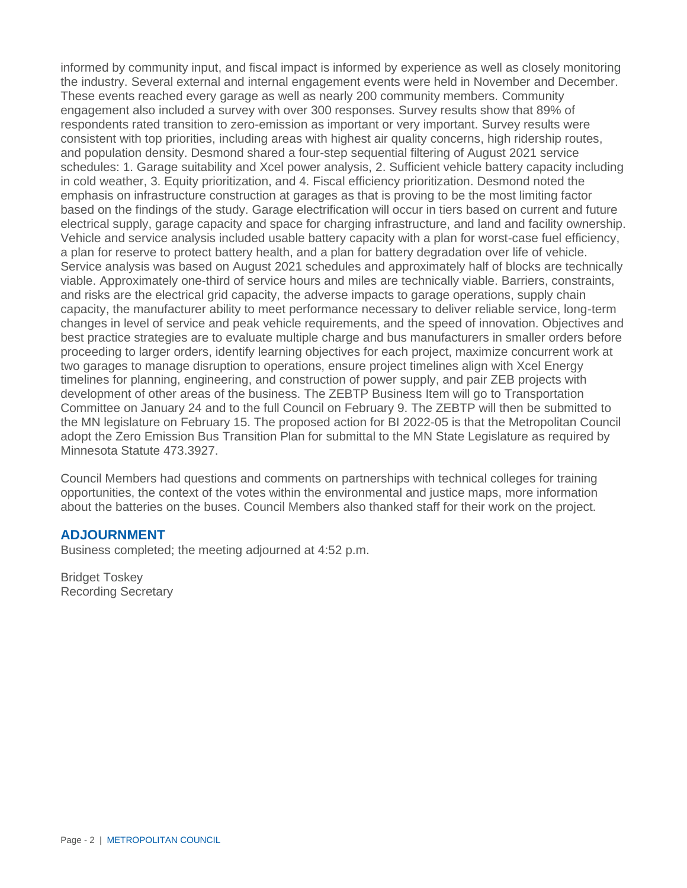informed by community input, and fiscal impact is informed by experience as well as closely monitoring the industry. Several external and internal engagement events were held in November and December. These events reached every garage as well as nearly 200 community members. Community engagement also included a survey with over 300 responses. Survey results show that 89% of respondents rated transition to zero-emission as important or very important. Survey results were consistent with top priorities, including areas with highest air quality concerns, high ridership routes, and population density. Desmond shared a four-step sequential filtering of August 2021 service schedules: 1. Garage suitability and Xcel power analysis, 2. Sufficient vehicle battery capacity including in cold weather, 3. Equity prioritization, and 4. Fiscal efficiency prioritization. Desmond noted the emphasis on infrastructure construction at garages as that is proving to be the most limiting factor based on the findings of the study. Garage electrification will occur in tiers based on current and future electrical supply, garage capacity and space for charging infrastructure, and land and facility ownership. Vehicle and service analysis included usable battery capacity with a plan for worst-case fuel efficiency, a plan for reserve to protect battery health, and a plan for battery degradation over life of vehicle. Service analysis was based on August 2021 schedules and approximately half of blocks are technically viable. Approximately one-third of service hours and miles are technically viable. Barriers, constraints, and risks are the electrical grid capacity, the adverse impacts to garage operations, supply chain capacity, the manufacturer ability to meet performance necessary to deliver reliable service, long-term changes in level of service and peak vehicle requirements, and the speed of innovation. Objectives and best practice strategies are to evaluate multiple charge and bus manufacturers in smaller orders before proceeding to larger orders, identify learning objectives for each project, maximize concurrent work at two garages to manage disruption to operations, ensure project timelines align with Xcel Energy timelines for planning, engineering, and construction of power supply, and pair ZEB projects with development of other areas of the business. The ZEBTP Business Item will go to Transportation Committee on January 24 and to the full Council on February 9. The ZEBTP will then be submitted to the MN legislature on February 15. The proposed action for BI 2022-05 is that the Metropolitan Council adopt the Zero Emission Bus Transition Plan for submittal to the MN State Legislature as required by Minnesota Statute 473.3927.

Council Members had questions and comments on partnerships with technical colleges for training opportunities, the context of the votes within the environmental and justice maps, more information about the batteries on the buses. Council Members also thanked staff for their work on the project.

## ADJOURNMENT

Business completed; the meeting adjourned at 4:52 p.m.

Bridget Toskey
Recording Secretary